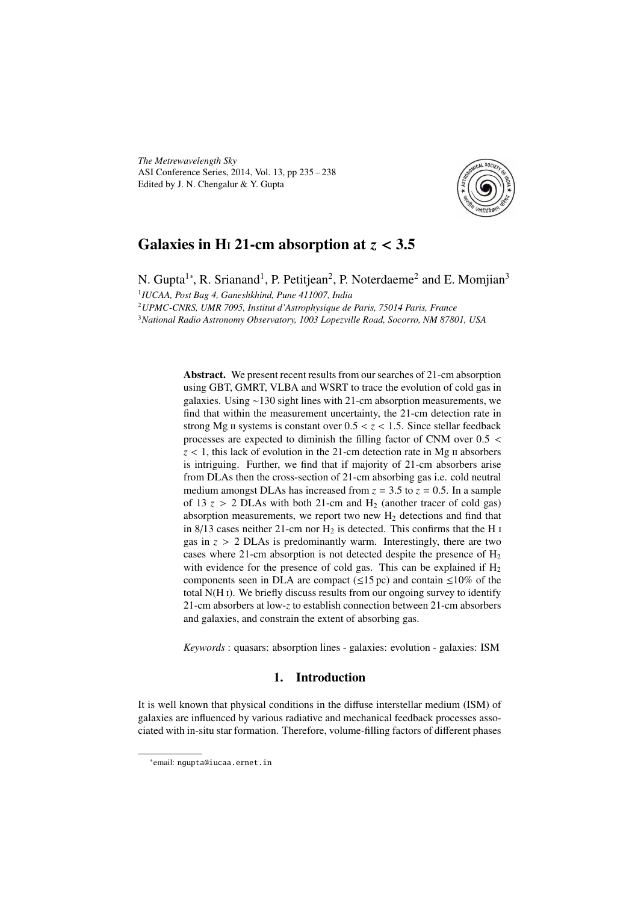# Galaxies in H I 21-cm absorption at $z < 3.5$

N. Gupta[1*], R. Srianand[1], P. Petitjean[2], P. Noterdaeme[2] and E. Momjian[3]

[1] *IUCAA, Post Bag 4, Ganeshkhind, Pune 411007, India*

[2] *UPMC-CNRS, UMR 7095, Institut d'Astrophysique de Paris, 75014 Paris, France*

[3] *National Radio Astronomy Observatory, 1003 Lopezville Road, Socorro, NM 87801, USA*

**Abstract.** We present recent results from our searches of 21-cm absorption using GBT, GMRT, VLBA and WSRT to trace the evolution of cold gas in galaxies. Using ∼130 sight lines with 21-cm absorption measurements, we find that within the measurement uncertainty, the 21-cm detection rate in strong Mg II systems is constant over $0.5 < z < 1.5$. Since stellar feedback processes are expected to diminish the filling factor of CNM over $0.5 < z < 1$, this lack of evolution in the 21-cm detection rate in Mg II absorbers is intriguing. Further, we find that if majority of 21-cm absorbers arise from DLAs then the cross-section of 21-cm absorbing gas i.e. cold neutral medium amongst DLAs has increased from $z = 3.5$ to $z = 0.5$. In a sample of 13 $z > 2$ DLAs with both 21-cm and $H_2$ (another tracer of cold gas) absorption measurements, we report two new $H_2$ detections and find that in 8/13 cases neither 21-cm nor $H_2$ is detected. This confirms that the H I gas in $z > 2$ DLAs is predominantly warm. Interestingly, there are two cases where 21-cm absorption is not detected despite the presence of $H_2$ with evidence for the presence of cold gas. This can be explained if $H_2$ components seen in DLA are compact (≤15 pc) and contain ≤10% of the total N(H I). We briefly discuss results from our ongoing survey to identify 21-cm absorbers at low-$z$ to establish connection between 21-cm absorbers and galaxies, and constrain the extent of absorbing gas.

*Keywords* : quasars: absorption lines - galaxies: evolution - galaxies: ISM

## 1. Introduction

It is well known that physical conditions in the diffuse interstellar medium (ISM) of galaxies are influenced by various radiative and mechanical feedback processes associated with in-situ star formation. Therefore, volume-filling factors of different phases

*email: ngupta@iucaa.ernet.in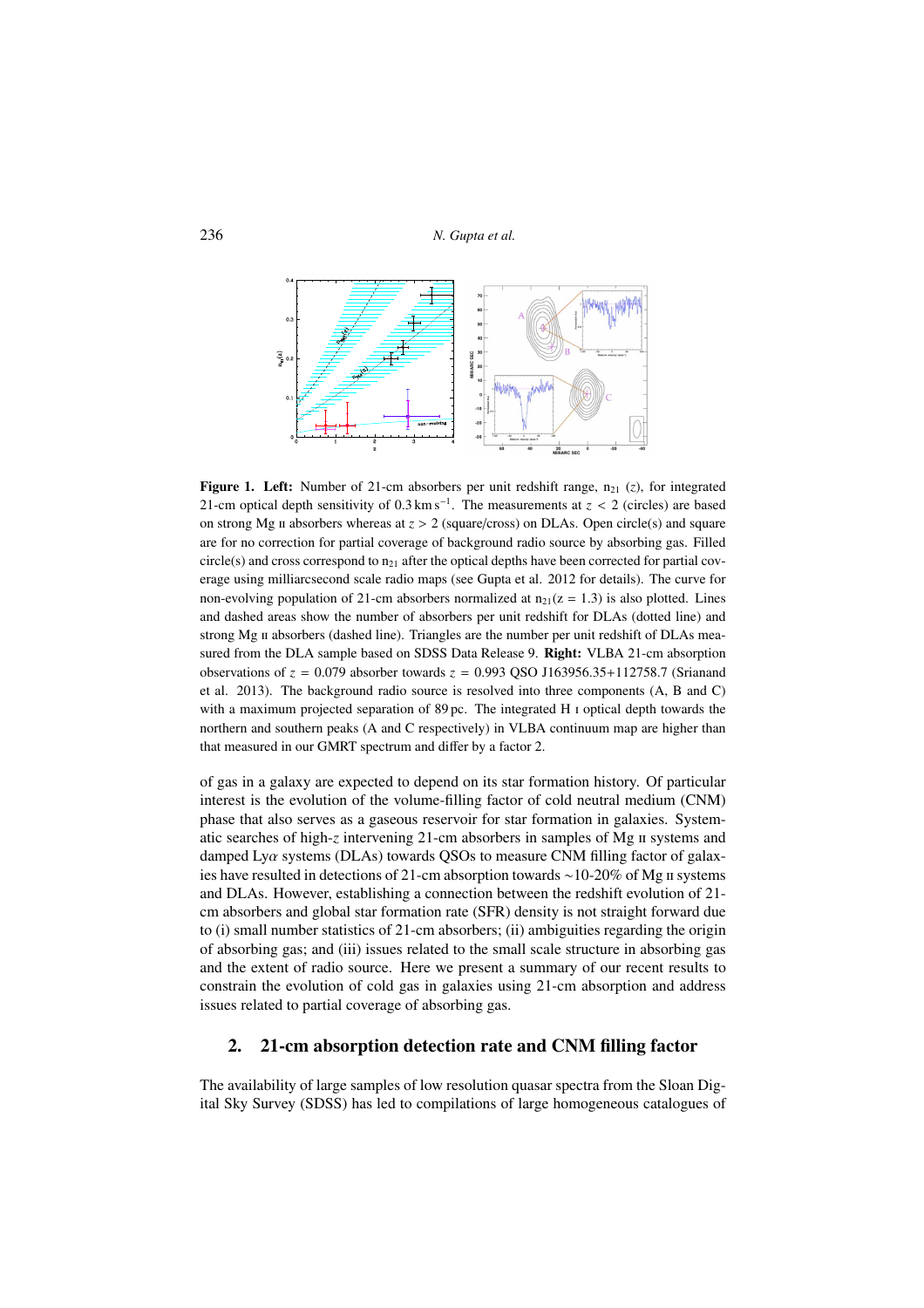**Figure 1. Left:** Number of 21-cm absorbers per unit redshift range, $n_{21}$ ($z$), for integrated 21-cm optical depth sensitivity of 0.3 km s$^{-1}$. The measurements at $z < 2$ (circles) are based on strong Mg II absorbers whereas at $z > 2$ (square/cross) on DLAs. Open circle(s) and square are for no correction for partial coverage of background radio source by absorbing gas. Filled circle(s) and cross correspond to $n_{21}$ after the optical depths have been corrected for partial coverage using milliarcsecond scale radio maps (see Gupta et al. 2012 for details). The curve for non-evolving population of 21-cm absorbers normalized at $n_{21}(z = 1.3)$ is also plotted. Lines and dashed areas show the number of absorbers per unit redshift for DLAs (dotted line) and strong Mg II absorbers (dashed line). Triangles are the number per unit redshift of DLAs measured from the DLA sample based on SDSS Data Release 9. **Right:** VLBA 21-cm absorption observations of $z = 0.079$ absorber towards $z = 0.993$ QSO J163956.35+112758.7 (Srianand et al. 2013). The background radio source is resolved into three components (A, B and C) with a maximum projected separation of 89 pc. The integrated H I optical depth towards the northern and southern peaks (A and C respectively) in VLBA continuum map are higher than that measured in our GMRT spectrum and differ by a factor 2.

of gas in a galaxy are expected to depend on its star formation history. Of particular interest is the evolution of the volume-filling factor of cold neutral medium (CNM) phase that also serves as a gaseous reservoir for star formation in galaxies. Systematic searches of high-$z$ intervening 21-cm absorbers in samples of Mg II systems and damped Ly$\alpha$ systems (DLAs) towards QSOs to measure CNM filling factor of galaxies have resulted in detections of 21-cm absorption towards ∼10-20% of Mg II systems and DLAs. However, establishing a connection between the redshift evolution of 21-cm absorbers and global star formation rate (SFR) density is not straight forward due to (i) small number statistics of 21-cm absorbers; (ii) ambiguities regarding the origin of absorbing gas; and (iii) issues related to the small scale structure in absorbing gas and the extent of radio source. Here we present a summary of our recent results to constrain the evolution of cold gas in galaxies using 21-cm absorption and address issues related to partial coverage of absorbing gas.

## 2. 21-cm absorption detection rate and CNM filling factor

The availability of large samples of low resolution quasar spectra from the Sloan Digital Sky Survey (SDSS) has led to compilations of large homogeneous catalogues of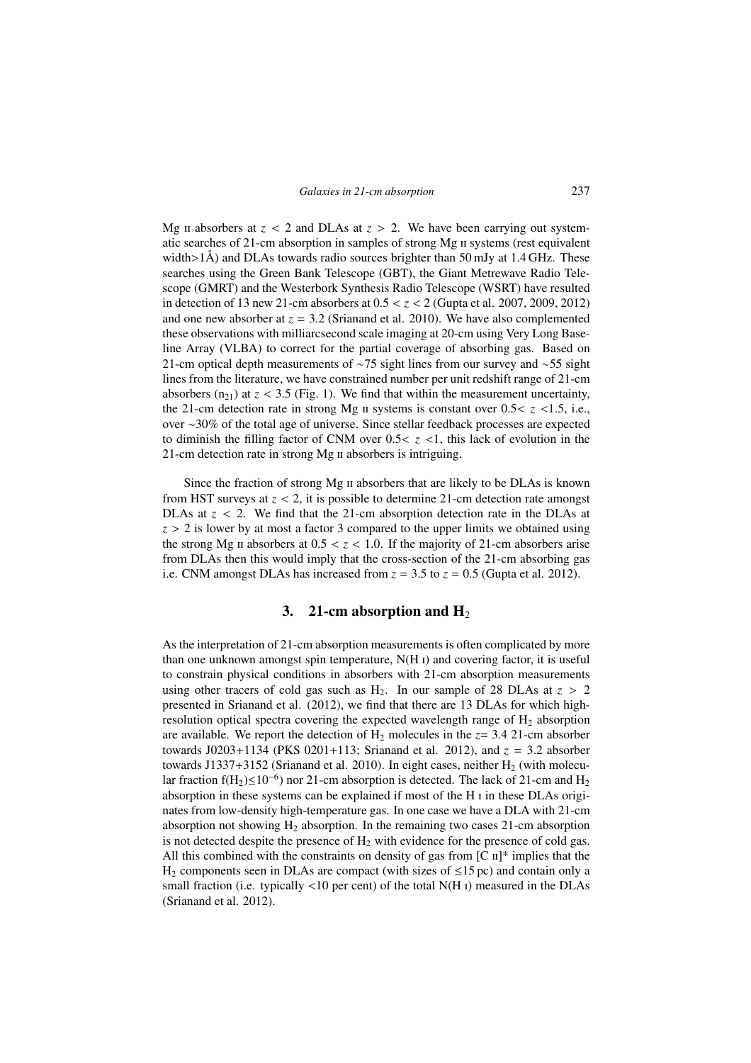Mg II absorbers at $z < 2$ and DLAs at $z > 2$. We have been carrying out systematic searches of 21-cm absorption in samples of strong Mg II systems (rest equivalent width>1Å) and DLAs towards radio sources brighter than 50 mJy at 1.4 GHz. These searches using the Green Bank Telescope (GBT), the Giant Metrewave Radio Telescope (GMRT) and the Westerbork Synthesis Radio Telescope (WSRT) have resulted in detection of 13 new 21-cm absorbers at $0.5 < z < 2$ (Gupta et al. 2007, 2009, 2012) and one new absorber at $z = 3.2$ (Srianand et al. 2010). We have also complemented these observations with milliarcsecond scale imaging at 20-cm using Very Long Baseline Array (VLBA) to correct for the partial coverage of absorbing gas. Based on 21-cm optical depth measurements of ∼75 sight lines from our survey and ∼55 sight lines from the literature, we have constrained number per unit redshift range of 21-cm absorbers ($n_{21}$) at $z < 3.5$ (Fig. 1). We find that within the measurement uncertainty, the 21-cm detection rate in strong Mg II systems is constant over $0.5 < z < 1.5$, i.e., over ∼30% of the total age of universe. Since stellar feedback processes are expected to diminish the filling factor of CNM over $0.5 < z < 1$, this lack of evolution in the 21-cm detection rate in strong Mg II absorbers is intriguing.

Since the fraction of strong Mg II absorbers that are likely to be DLAs is known from HST surveys at $z < 2$, it is possible to determine 21-cm detection rate amongst DLAs at $z < 2$. We find that the 21-cm absorption detection rate in the DLAs at $z > 2$ is lower by at most a factor 3 compared to the upper limits we obtained using the strong Mg II absorbers at $0.5 < z < 1.0$. If the majority of 21-cm absorbers arise from DLAs then this would imply that the cross-section of the 21-cm absorbing gas i.e. CNM amongst DLAs has increased from $z = 3.5$ to $z = 0.5$ (Gupta et al. 2012).

## 3. 21-cm absorption and $H_2$

As the interpretation of 21-cm absorption measurements is often complicated by more than one unknown amongst spin temperature, N(H I) and covering factor, it is useful to constrain physical conditions in absorbers with 21-cm absorption measurements using other tracers of cold gas such as $H_2$. In our sample of 28 DLAs at $z > 2$ presented in Srianand et al. (2012), we find that there are 13 DLAs for which high-resolution optical spectra covering the expected wavelength range of $H_2$ absorption are available. We report the detection of $H_2$ molecules in the $z = 3.4$ 21-cm absorber towards J0203+1134 (PKS 0201+113; Srianand et al. 2012), and $z = 3.2$ absorber towards J1337+3152 (Srianand et al. 2010). In eight cases, neither $H_2$ (with molecular fraction $f(H_2) \leq 10^{-6}$) nor 21-cm absorption is detected. The lack of 21-cm and $H_2$ absorption in these systems can be explained if most of the H I in these DLAs originates from low-density high-temperature gas. In one case we have a DLA with 21-cm absorption not showing $H_2$ absorption. In the remaining two cases 21-cm absorption is not detected despite the presence of $H_2$ with evidence for the presence of cold gas. All this combined with the constraints on density of gas from [C II]* implies that the $H_2$ components seen in DLAs are compact (with sizes of ≤15 pc) and contain only a small fraction (i.e. typically <10 per cent) of the total N(H I) measured in the DLAs (Srianand et al. 2012).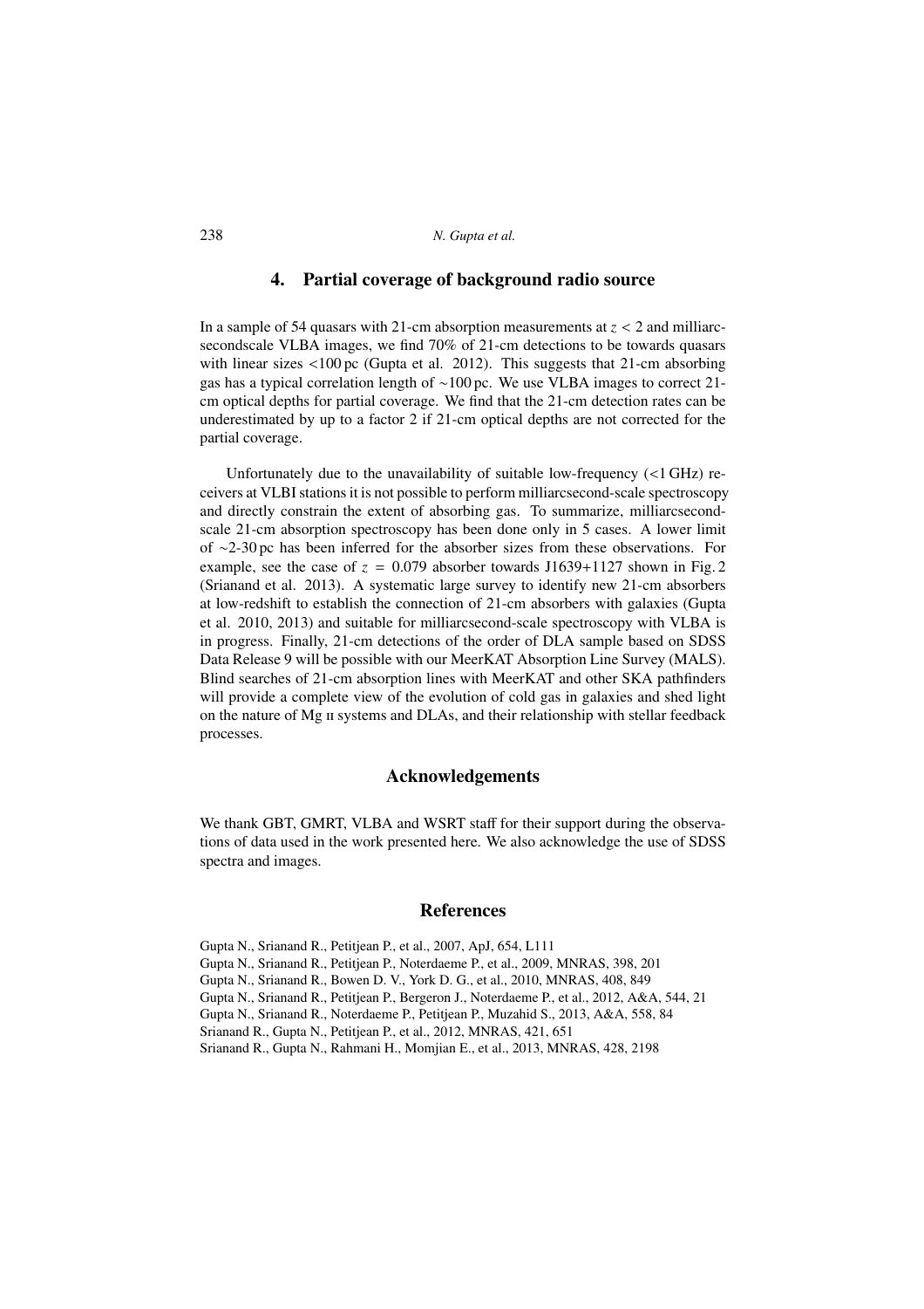## 4. Partial coverage of background radio source

In a sample of 54 quasars with 21-cm absorption measurements at $z < 2$ and milliarcsecondscale VLBA images, we find 70% of 21-cm detections to be towards quasars with linear sizes <100 pc (Gupta et al. 2012). This suggests that 21-cm absorbing gas has a typical correlation length of ∼100 pc. We use VLBA images to correct 21-cm optical depths for partial coverage. We find that the 21-cm detection rates can be underestimated by up to a factor 2 if 21-cm optical depths are not corrected for the partial coverage.

Unfortunately due to the unavailability of suitable low-frequency (<1 GHz) receivers at VLBI stations it is not possible to perform milliarcsecond-scale spectroscopy and directly constrain the extent of absorbing gas. To summarize, milliarcsecond-scale 21-cm absorption spectroscopy has been done only in 5 cases. A lower limit of ∼2-30 pc has been inferred for the absorber sizes from these observations. For example, see the case of $z = 0.079$ absorber towards J1639+1127 shown in Fig. 2 (Srianand et al. 2013). A systematic large survey to identify new 21-cm absorbers at low-redshift to establish the connection of 21-cm absorbers with galaxies (Gupta et al. 2010, 2013) and suitable for milliarcsecond-scale spectroscopy with VLBA is in progress. Finally, 21-cm detections of the order of DLA sample based on SDSS Data Release 9 will be possible with our MeerKAT Absorption Line Survey (MALS). Blind searches of 21-cm absorption lines with MeerKAT and other SKA pathfinders will provide a complete view of the evolution of cold gas in galaxies and shed light on the nature of Mg II systems and DLAs, and their relationship with stellar feedback processes.

## Acknowledgements

We thank GBT, GMRT, VLBA and WSRT staff for their support during the observations of data used in the work presented here. We also acknowledge the use of SDSS spectra and images.

## References

Gupta N., Srianand R., Petitjean P., et al., 2007, ApJ, 654, L111
Gupta N., Srianand R., Petitjean P., Noterdaeme P., et al., 2009, MNRAS, 398, 201
Gupta N., Srianand R., Bowen D. V., York D. G., et al., 2010, MNRAS, 408, 849
Gupta N., Srianand R., Petitjean P., Bergeron J., Noterdaeme P., et al., 2012, A&A, 544, 21
Gupta N., Srianand R., Noterdaeme P., Petitjean P., Muzahid S., 2013, A&A, 558, 84
Srianand R., Gupta N., Petitjean P., et al., 2012, MNRAS, 421, 651
Srianand R., Gupta N., Rahmani H., Momjian E., et al., 2013, MNRAS, 428, 2198